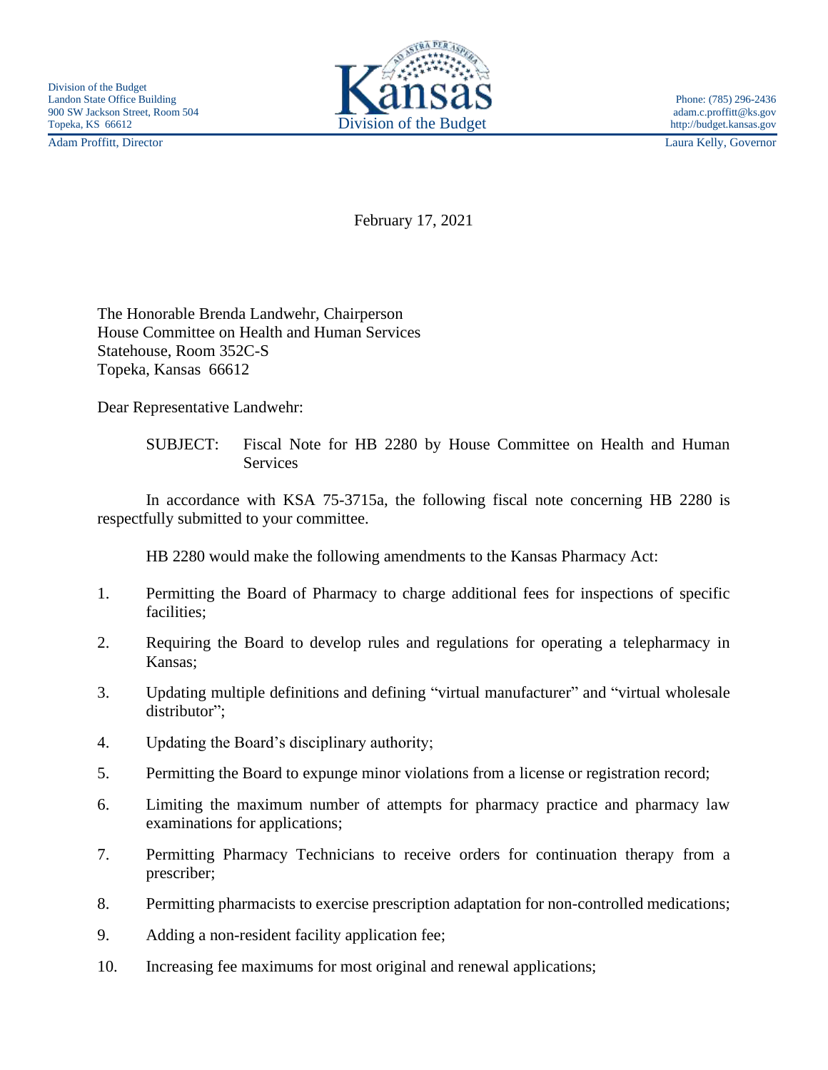Division of the Budget
Landon State Office Building
900 SW Jackson Street, Room 504
Topeka, KS 66612

Kansas
Division of the Budget

Phone: (785) 296-2436
adam.c.proffitt@ks.gov
http://budget.kansas.gov

Adam Proffitt, Director

Laura Kelly, Governor

February 17, 2021

The Honorable Brenda Landwehr, Chairperson
House Committee on Health and Human Services
Statehouse, Room 352C-S
Topeka, Kansas 66612

Dear Representative Landwehr:

SUBJECT: Fiscal Note for HB 2280 by House Committee on Health and Human Services

In accordance with KSA 75-3715a, the following fiscal note concerning HB 2280 is respectfully submitted to your committee.

HB 2280 would make the following amendments to the Kansas Pharmacy Act:

1. Permitting the Board of Pharmacy to charge additional fees for inspections of specific facilities;
2. Requiring the Board to develop rules and regulations for operating a telepharmacy in Kansas;
3. Updating multiple definitions and defining "virtual manufacturer" and "virtual wholesale distributor";
4. Updating the Board's disciplinary authority;
5. Permitting the Board to expunge minor violations from a license or registration record;
6. Limiting the maximum number of attempts for pharmacy practice and pharmacy law examinations for applications;
7. Permitting Pharmacy Technicians to receive orders for continuation therapy from a prescriber;
8. Permitting pharmacists to exercise prescription adaptation for non-controlled medications;
9. Adding a non-resident facility application fee;
10. Increasing fee maximums for most original and renewal applications;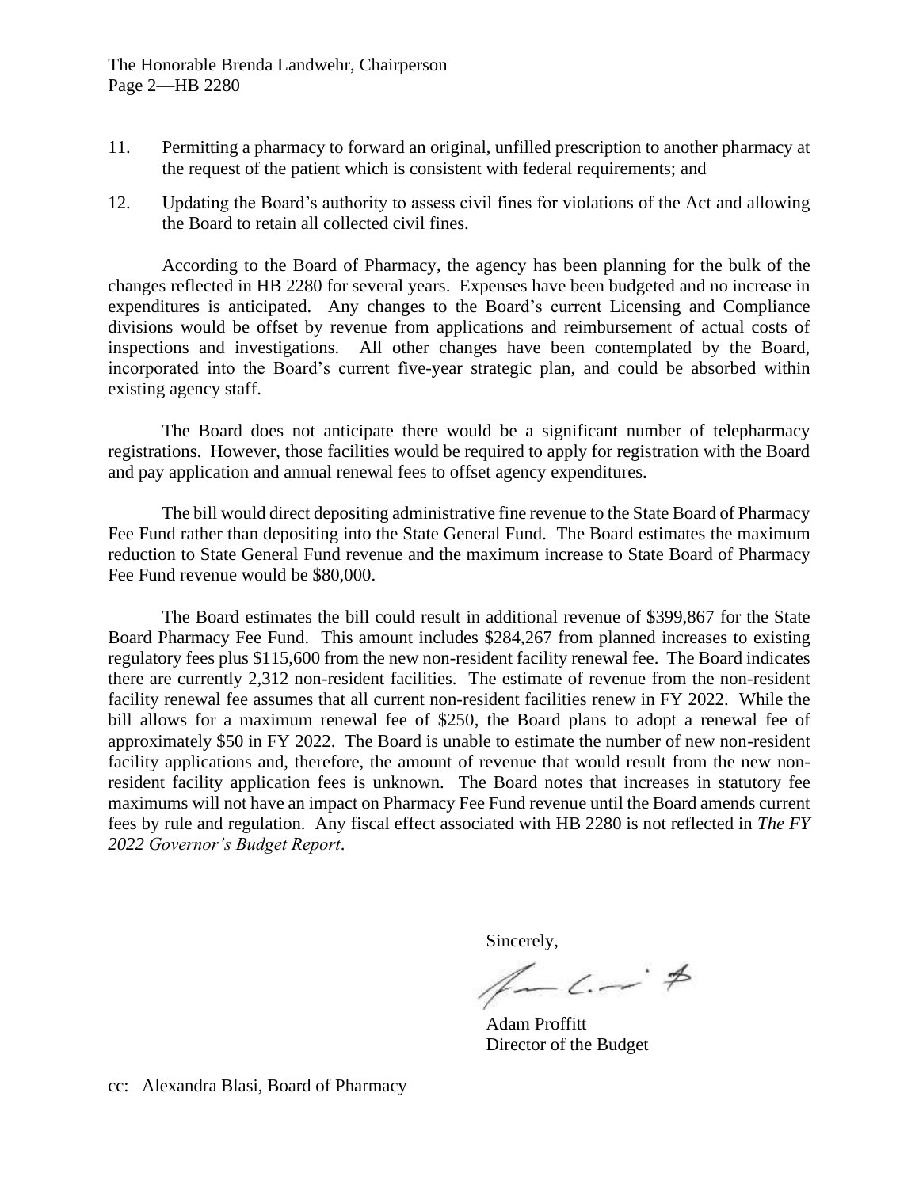11. Permitting a pharmacy to forward an original, unfilled prescription to another pharmacy at the request of the patient which is consistent with federal requirements; and

12. Updating the Board's authority to assess civil fines for violations of the Act and allowing the Board to retain all collected civil fines.

According to the Board of Pharmacy, the agency has been planning for the bulk of the changes reflected in HB 2280 for several years. Expenses have been budgeted and no increase in expenditures is anticipated. Any changes to the Board's current Licensing and Compliance divisions would be offset by revenue from applications and reimbursement of actual costs of inspections and investigations. All other changes have been contemplated by the Board, incorporated into the Board's current five-year strategic plan, and could be absorbed within existing agency staff.

The Board does not anticipate there would be a significant number of telepharmacy registrations. However, those facilities would be required to apply for registration with the Board and pay application and annual renewal fees to offset agency expenditures.

The bill would direct depositing administrative fine revenue to the State Board of Pharmacy Fee Fund rather than depositing into the State General Fund. The Board estimates the maximum reduction to State General Fund revenue and the maximum increase to State Board of Pharmacy Fee Fund revenue would be $80,000.

The Board estimates the bill could result in additional revenue of $399,867 for the State Board Pharmacy Fee Fund. This amount includes $284,267 from planned increases to existing regulatory fees plus $115,600 from the new non-resident facility renewal fee. The Board indicates there are currently 2,312 non-resident facilities. The estimate of revenue from the non-resident facility renewal fee assumes that all current non-resident facilities renew in FY 2022. While the bill allows for a maximum renewal fee of $250, the Board plans to adopt a renewal fee of approximately $50 in FY 2022. The Board is unable to estimate the number of new non-resident facility applications and, therefore, the amount of revenue that would result from the new non-resident facility application fees is unknown. The Board notes that increases in statutory fee maximums will not have an impact on Pharmacy Fee Fund revenue until the Board amends current fees by rule and regulation. Any fiscal effect associated with HB 2280 is not reflected in *The FY 2022 Governor's Budget Report*.

Sincerely,

Adam Proffitt
Director of the Budget

cc: Alexandra Blasi, Board of Pharmacy